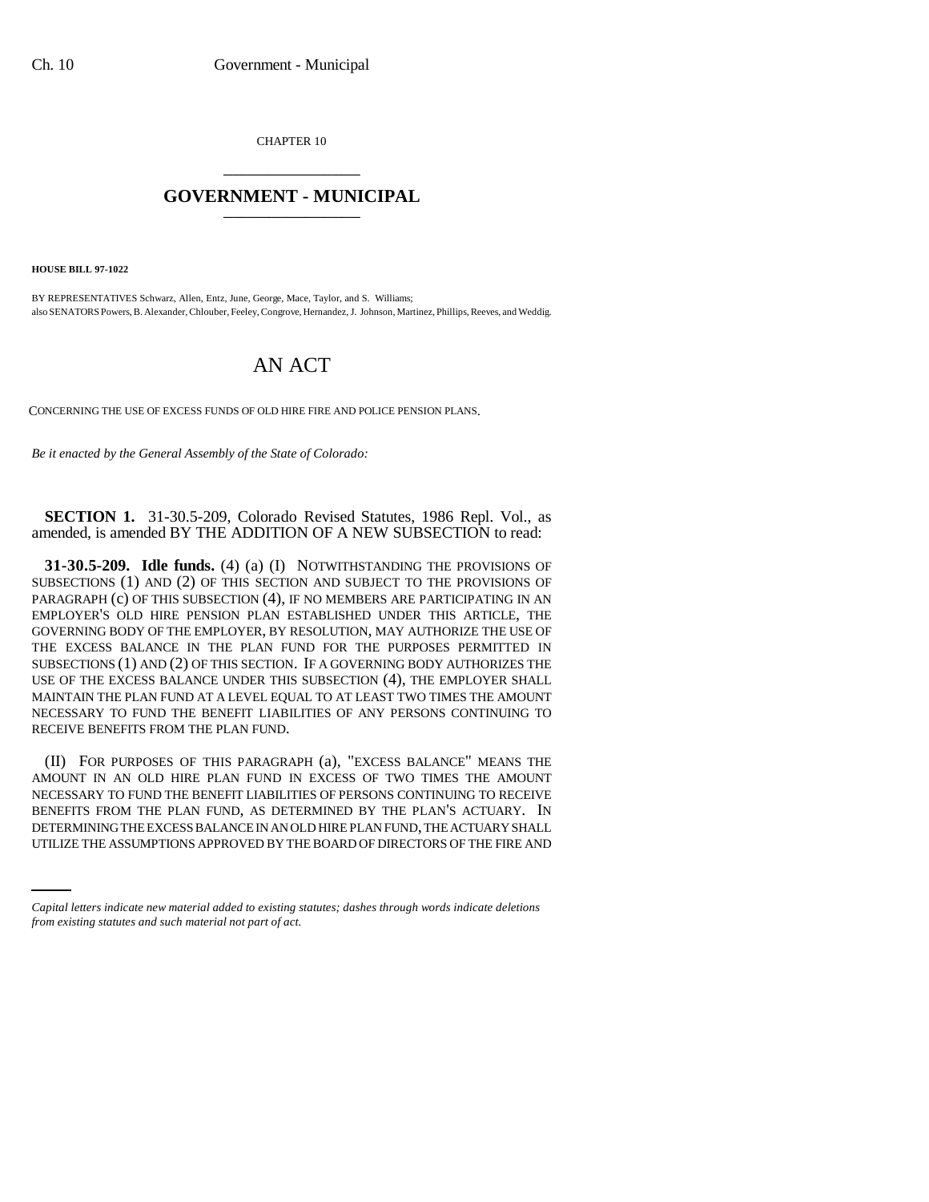CHAPTER 10

## GOVERNMENT - MUNICIPAL

**HOUSE BILL 97-1022**

BY REPRESENTATIVES Schwarz, Allen, Entz, June, George, Mace, Taylor, and S. Williams;
also SENATORS Powers, B. Alexander, Chlouber, Feeley, Congrove, Hernandez, J. Johnson, Martinez, Phillips, Reeves, and Weddig.

# AN ACT

CONCERNING THE USE OF EXCESS FUNDS OF OLD HIRE FIRE AND POLICE PENSION PLANS.

*Be it enacted by the General Assembly of the State of Colorado:*

**SECTION 1.** 31-30.5-209, Colorado Revised Statutes, 1986 Repl. Vol., as amended, is amended BY THE ADDITION OF A NEW SUBSECTION to read:

**31-30.5-209. Idle funds.** (4) (a) (I) NOTWITHSTANDING THE PROVISIONS OF SUBSECTIONS (1) AND (2) OF THIS SECTION AND SUBJECT TO THE PROVISIONS OF PARAGRAPH (c) OF THIS SUBSECTION (4), IF NO MEMBERS ARE PARTICIPATING IN AN EMPLOYER'S OLD HIRE PENSION PLAN ESTABLISHED UNDER THIS ARTICLE, THE GOVERNING BODY OF THE EMPLOYER, BY RESOLUTION, MAY AUTHORIZE THE USE OF THE EXCESS BALANCE IN THE PLAN FUND FOR THE PURPOSES PERMITTED IN SUBSECTIONS (1) AND (2) OF THIS SECTION. IF A GOVERNING BODY AUTHORIZES THE USE OF THE EXCESS BALANCE UNDER THIS SUBSECTION (4), THE EMPLOYER SHALL MAINTAIN THE PLAN FUND AT A LEVEL EQUAL TO AT LEAST TWO TIMES THE AMOUNT NECESSARY TO FUND THE BENEFIT LIABILITIES OF ANY PERSONS CONTINUING TO RECEIVE BENEFITS FROM THE PLAN FUND.

(II) FOR PURPOSES OF THIS PARAGRAPH (a), "EXCESS BALANCE" MEANS THE AMOUNT IN AN OLD HIRE PLAN FUND IN EXCESS OF TWO TIMES THE AMOUNT NECESSARY TO FUND THE BENEFIT LIABILITIES OF PERSONS CONTINUING TO RECEIVE BENEFITS FROM THE PLAN FUND, AS DETERMINED BY THE PLAN'S ACTUARY. IN DETERMINING THE EXCESS BALANCE IN AN OLD HIRE PLAN FUND, THE ACTUARY SHALL UTILIZE THE ASSUMPTIONS APPROVED BY THE BOARD OF DIRECTORS OF THE FIRE AND

*Capital letters indicate new material added to existing statutes; dashes through words indicate deletions from existing statutes and such material not part of act.*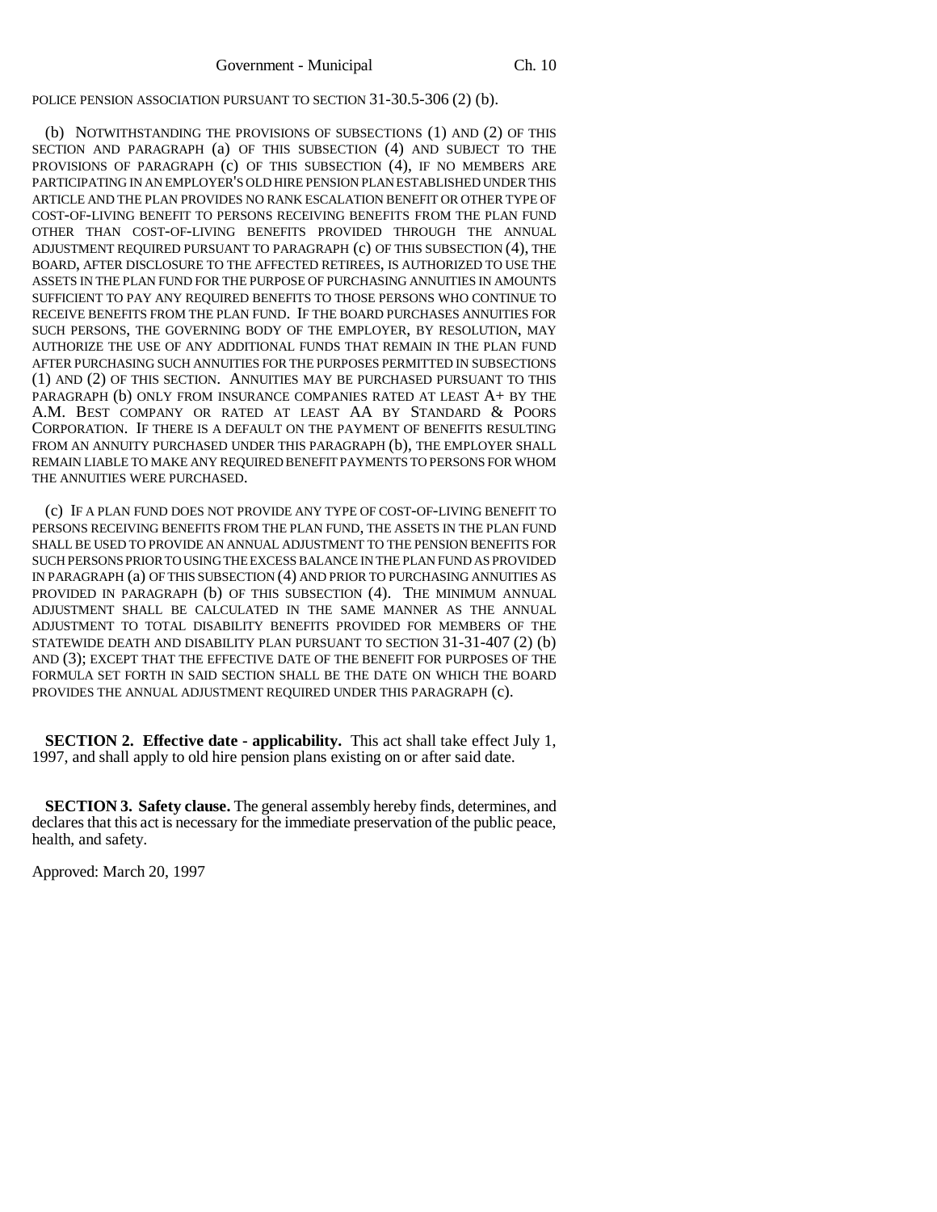POLICE PENSION ASSOCIATION PURSUANT TO SECTION 31-30.5-306 (2) (b).

(b) NOTWITHSTANDING THE PROVISIONS OF SUBSECTIONS (1) AND (2) OF THIS SECTION AND PARAGRAPH (a) OF THIS SUBSECTION (4) AND SUBJECT TO THE PROVISIONS OF PARAGRAPH (c) OF THIS SUBSECTION (4), IF NO MEMBERS ARE PARTICIPATING IN AN EMPLOYER'S OLD HIRE PENSION PLAN ESTABLISHED UNDER THIS ARTICLE AND THE PLAN PROVIDES NO RANK ESCALATION BENEFIT OR OTHER TYPE OF COST-OF-LIVING BENEFIT TO PERSONS RECEIVING BENEFITS FROM THE PLAN FUND OTHER THAN COST-OF-LIVING BENEFITS PROVIDED THROUGH THE ANNUAL ADJUSTMENT REQUIRED PURSUANT TO PARAGRAPH (c) OF THIS SUBSECTION (4), THE BOARD, AFTER DISCLOSURE TO THE AFFECTED RETIREES, IS AUTHORIZED TO USE THE ASSETS IN THE PLAN FUND FOR THE PURPOSE OF PURCHASING ANNUITIES IN AMOUNTS SUFFICIENT TO PAY ANY REQUIRED BENEFITS TO THOSE PERSONS WHO CONTINUE TO RECEIVE BENEFITS FROM THE PLAN FUND. IF THE BOARD PURCHASES ANNUITIES FOR SUCH PERSONS, THE GOVERNING BODY OF THE EMPLOYER, BY RESOLUTION, MAY AUTHORIZE THE USE OF ANY ADDITIONAL FUNDS THAT REMAIN IN THE PLAN FUND AFTER PURCHASING SUCH ANNUITIES FOR THE PURPOSES PERMITTED IN SUBSECTIONS (1) AND (2) OF THIS SECTION. ANNUITIES MAY BE PURCHASED PURSUANT TO THIS PARAGRAPH (b) ONLY FROM INSURANCE COMPANIES RATED AT LEAST A+ BY THE A.M. BEST COMPANY OR RATED AT LEAST AA BY STANDARD & POORS CORPORATION. IF THERE IS A DEFAULT ON THE PAYMENT OF BENEFITS RESULTING FROM AN ANNUITY PURCHASED UNDER THIS PARAGRAPH (b), THE EMPLOYER SHALL REMAIN LIABLE TO MAKE ANY REQUIRED BENEFIT PAYMENTS TO PERSONS FOR WHOM THE ANNUITIES WERE PURCHASED.

(c) IF A PLAN FUND DOES NOT PROVIDE ANY TYPE OF COST-OF-LIVING BENEFIT TO PERSONS RECEIVING BENEFITS FROM THE PLAN FUND, THE ASSETS IN THE PLAN FUND SHALL BE USED TO PROVIDE AN ANNUAL ADJUSTMENT TO THE PENSION BENEFITS FOR SUCH PERSONS PRIOR TO USING THE EXCESS BALANCE IN THE PLAN FUND AS PROVIDED IN PARAGRAPH (a) OF THIS SUBSECTION (4) AND PRIOR TO PURCHASING ANNUITIES AS PROVIDED IN PARAGRAPH (b) OF THIS SUBSECTION (4). THE MINIMUM ANNUAL ADJUSTMENT SHALL BE CALCULATED IN THE SAME MANNER AS THE ANNUAL ADJUSTMENT TO TOTAL DISABILITY BENEFITS PROVIDED FOR MEMBERS OF THE STATEWIDE DEATH AND DISABILITY PLAN PURSUANT TO SECTION 31-31-407 (2) (b) AND (3); EXCEPT THAT THE EFFECTIVE DATE OF THE BENEFIT FOR PURPOSES OF THE FORMULA SET FORTH IN SAID SECTION SHALL BE THE DATE ON WHICH THE BOARD PROVIDES THE ANNUAL ADJUSTMENT REQUIRED UNDER THIS PARAGRAPH (c).

**SECTION 2. Effective date - applicability.** This act shall take effect July 1, 1997, and shall apply to old hire pension plans existing on or after said date.

**SECTION 3. Safety clause.** The general assembly hereby finds, determines, and declares that this act is necessary for the immediate preservation of the public peace, health, and safety.

Approved: March 20, 1997